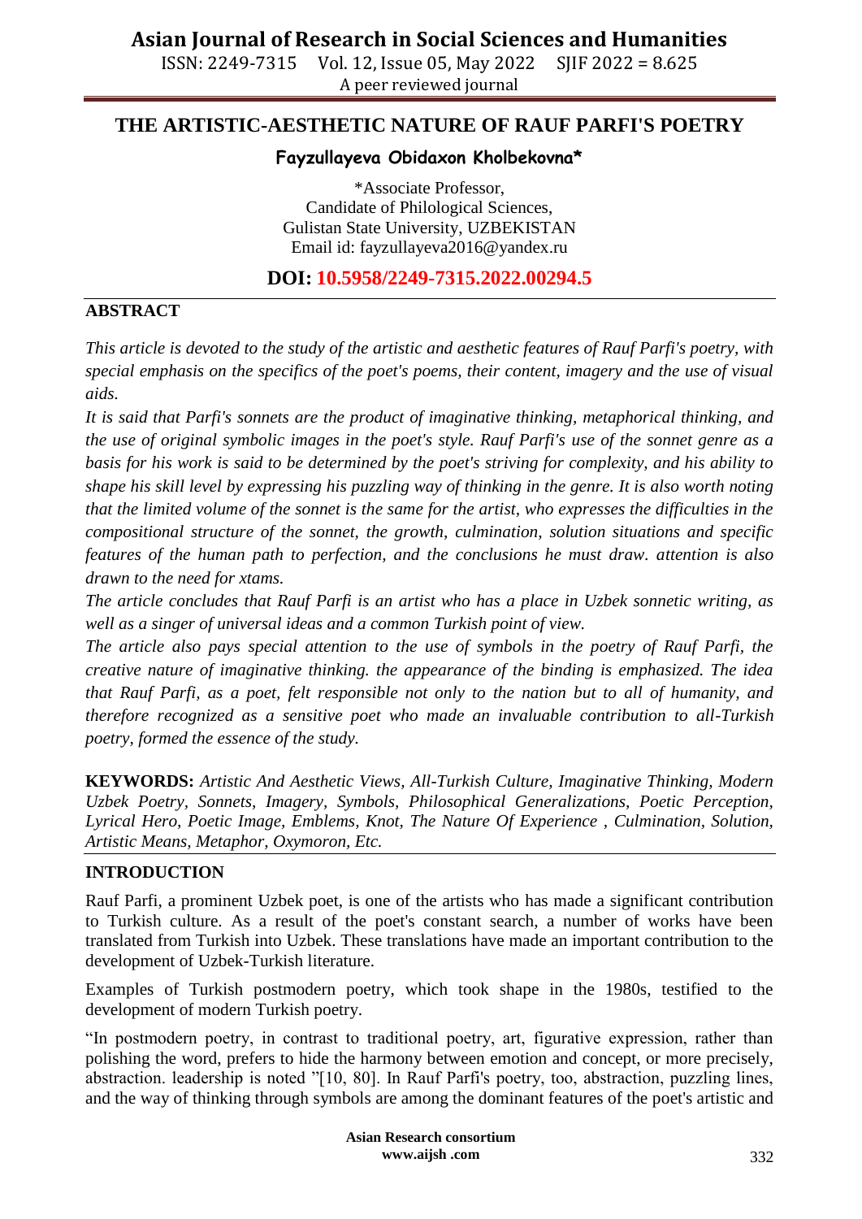# THE ARTISTIC-AESTHETIC NATURE OF RAUF PARFI'S POETRY

**Fayzullayeva Obidaxon Kholbekovna***

*Associate Professor,
Candidate of Philological Sciences,
Gulistan State University, UZBEKISTAN
Email id: fayzullayeva2016@yandex.ru

**DOI: 10.5958/2249-7315.2022.00294.5**

## ABSTRACT

*This article is devoted to the study of the artistic and aesthetic features of Rauf Parfi's poetry, with special emphasis on the specifics of the poet's poems, their content, imagery and the use of visual aids.*

*It is said that Parfi's sonnets are the product of imaginative thinking, metaphorical thinking, and the use of original symbolic images in the poet's style. Rauf Parfi's use of the sonnet genre as a basis for his work is said to be determined by the poet's striving for complexity, and his ability to shape his skill level by expressing his puzzling way of thinking in the genre. It is also worth noting that the limited volume of the sonnet is the same for the artist, who expresses the difficulties in the compositional structure of the sonnet, the growth, culmination, solution situations and specific features of the human path to perfection, and the conclusions he must draw. attention is also drawn to the need for xtams.*

*The article concludes that Rauf Parfi is an artist who has a place in Uzbek sonnetic writing, as well as a singer of universal ideas and a common Turkish point of view.*

*The article also pays special attention to the use of symbols in the poetry of Rauf Parfi, the creative nature of imaginative thinking. the appearance of the binding is emphasized. The idea that Rauf Parfi, as a poet, felt responsible not only to the nation but to all of humanity, and therefore recognized as a sensitive poet who made an invaluable contribution to all-Turkish poetry, formed the essence of the study.*

**KEYWORDS:** *Artistic And Aesthetic Views, All-Turkish Culture, Imaginative Thinking, Modern Uzbek Poetry, Sonnets, Imagery, Symbols, Philosophical Generalizations, Poetic Perception, Lyrical Hero, Poetic Image, Emblems, Knot, The Nature Of Experience , Culmination, Solution, Artistic Means, Metaphor, Oxymoron, Etc.*

## INTRODUCTION

Rauf Parfi, a prominent Uzbek poet, is one of the artists who has made a significant contribution to Turkish culture. As a result of the poet's constant search, a number of works have been translated from Turkish into Uzbek. These translations have made an important contribution to the development of Uzbek-Turkish literature.

Examples of Turkish postmodern poetry, which took shape in the 1980s, testified to the development of modern Turkish poetry.

"In postmodern poetry, in contrast to traditional poetry, art, figurative expression, rather than polishing the word, prefers to hide the harmony between emotion and concept, or more precisely, abstraction. leadership is noted "[10, 80]. In Rauf Parfi's poetry, too, abstraction, puzzling lines, and the way of thinking through symbols are among the dominant features of the poet's artistic and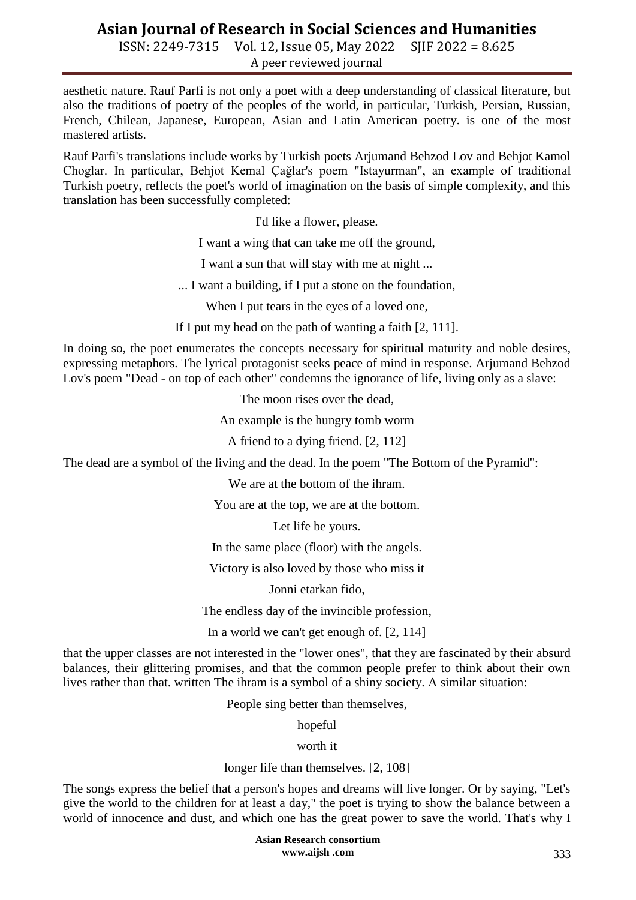aesthetic nature. Rauf Parfi is not only a poet with a deep understanding of classical literature, but also the traditions of poetry of the peoples of the world, in particular, Turkish, Persian, Russian, French, Chilean, Japanese, European, Asian and Latin American poetry. is one of the most mastered artists.

Rauf Parfi's translations include works by Turkish poets Arjumand Behzod Lov and Behjot Kamol Choglar. In particular, Behjot Kemal Çağlar's poem "Istayurman", an example of traditional Turkish poetry, reflects the poet's world of imagination on the basis of simple complexity, and this translation has been successfully completed:

I'd like a flower, please.

I want a wing that can take me off the ground,

I want a sun that will stay with me at night ...

... I want a building, if I put a stone on the foundation,

When I put tears in the eyes of a loved one,

If I put my head on the path of wanting a faith [2, 111].

In doing so, the poet enumerates the concepts necessary for spiritual maturity and noble desires, expressing metaphors. The lyrical protagonist seeks peace of mind in response. Arjumand Behzod Lov's poem "Dead - on top of each other" condemns the ignorance of life, living only as a slave:

The moon rises over the dead,

An example is the hungry tomb worm

A friend to a dying friend. [2, 112]

The dead are a symbol of the living and the dead. In the poem "The Bottom of the Pyramid":

We are at the bottom of the ihram.

You are at the top, we are at the bottom.

Let life be yours.

In the same place (floor) with the angels.

Victory is also loved by those who miss it

Jonni etarkan fido,

The endless day of the invincible profession,

In a world we can't get enough of. [2, 114]

that the upper classes are not interested in the "lower ones", that they are fascinated by their absurd balances, their glittering promises, and that the common people prefer to think about their own lives rather than that. written The ihram is a symbol of a shiny society. A similar situation:

People sing better than themselves,

hopeful

worth it

longer life than themselves. [2, 108]

The songs express the belief that a person's hopes and dreams will live longer. Or by saying, "Let's give the world to the children for at least a day," the poet is trying to show the balance between a world of innocence and dust, and which one has the great power to save the world. That's why I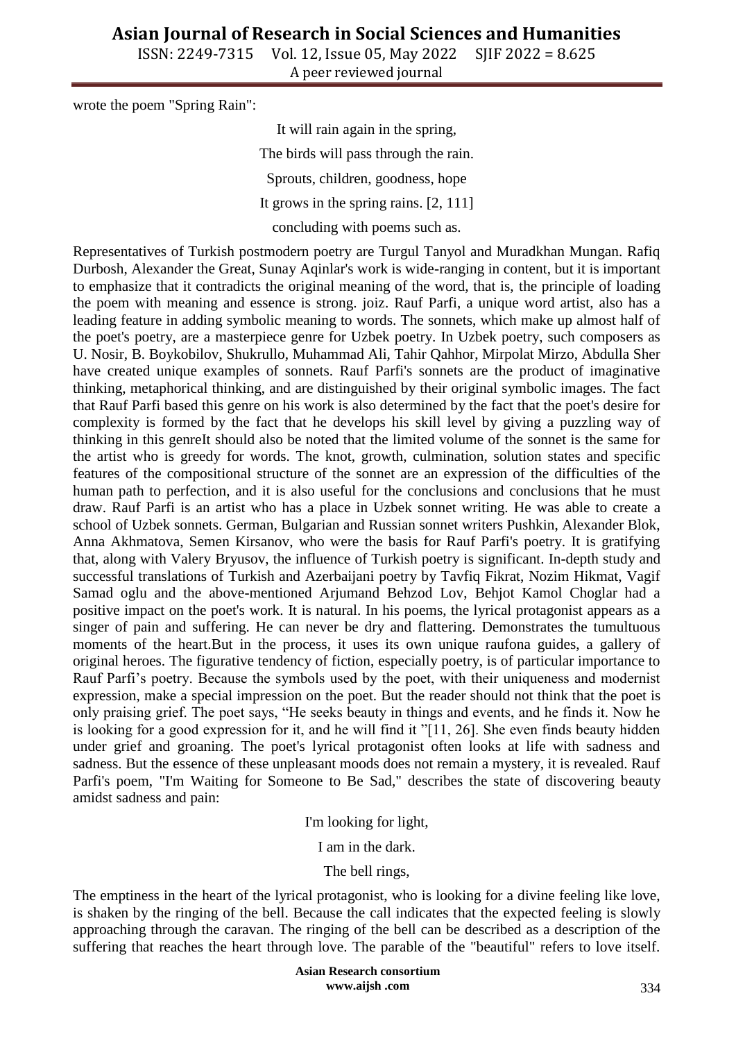wrote the poem "Spring Rain":

It will rain again in the spring,

The birds will pass through the rain.

Sprouts, children, goodness, hope

It grows in the spring rains. [2, 111]

concluding with poems such as.

Representatives of Turkish postmodern poetry are Turgul Tanyol and Muradkhan Mungan. Rafiq Durbosh, Alexander the Great, Sunay Aqinlar's work is wide-ranging in content, but it is important to emphasize that it contradicts the original meaning of the word, that is, the principle of loading the poem with meaning and essence is strong. joiz. Rauf Parfi, a unique word artist, also has a leading feature in adding symbolic meaning to words. The sonnets, which make up almost half of the poet's poetry, are a masterpiece genre for Uzbek poetry. In Uzbek poetry, such composers as U. Nosir, B. Boykobilov, Shukrullo, Muhammad Ali, Tahir Qahhor, Mirpolat Mirzo, Abdulla Sher have created unique examples of sonnets. Rauf Parfi's sonnets are the product of imaginative thinking, metaphorical thinking, and are distinguished by their original symbolic images. The fact that Rauf Parfi based this genre on his work is also determined by the fact that the poet's desire for complexity is formed by the fact that he develops his skill level by giving a puzzling way of thinking in this genreIt should also be noted that the limited volume of the sonnet is the same for the artist who is greedy for words. The knot, growth, culmination, solution states and specific features of the compositional structure of the sonnet are an expression of the difficulties of the human path to perfection, and it is also useful for the conclusions and conclusions that he must draw. Rauf Parfi is an artist who has a place in Uzbek sonnet writing. He was able to create a school of Uzbek sonnets. German, Bulgarian and Russian sonnet writers Pushkin, Alexander Blok, Anna Akhmatova, Semen Kirsanov, who were the basis for Rauf Parfi's poetry. It is gratifying that, along with Valery Bryusov, the influence of Turkish poetry is significant. In-depth study and successful translations of Turkish and Azerbaijani poetry by Tavfiq Fikrat, Nozim Hikmat, Vagif Samad oglu and the above-mentioned Arjumand Behzod Lov, Behjot Kamol Choglar had a positive impact on the poet's work. It is natural. In his poems, the lyrical protagonist appears as a singer of pain and suffering. He can never be dry and flattering. Demonstrates the tumultuous moments of the heart.But in the process, it uses its own unique raufona guides, a gallery of original heroes. The figurative tendency of fiction, especially poetry, is of particular importance to Rauf Parfi's poetry. Because the symbols used by the poet, with their uniqueness and modernist expression, make a special impression on the poet. But the reader should not think that the poet is only praising grief. The poet says, "He seeks beauty in things and events, and he finds it. Now he is looking for a good expression for it, and he will find it "[11, 26]. She even finds beauty hidden under grief and groaning. The poet's lyrical protagonist often looks at life with sadness and sadness. But the essence of these unpleasant moods does not remain a mystery, it is revealed. Rauf Parfi's poem, "I'm Waiting for Someone to Be Sad," describes the state of discovering beauty amidst sadness and pain:

I'm looking for light,

I am in the dark.

The bell rings,

The emptiness in the heart of the lyrical protagonist, who is looking for a divine feeling like love, is shaken by the ringing of the bell. Because the call indicates that the expected feeling is slowly approaching through the caravan. The ringing of the bell can be described as a description of the suffering that reaches the heart through love. The parable of the "beautiful" refers to love itself.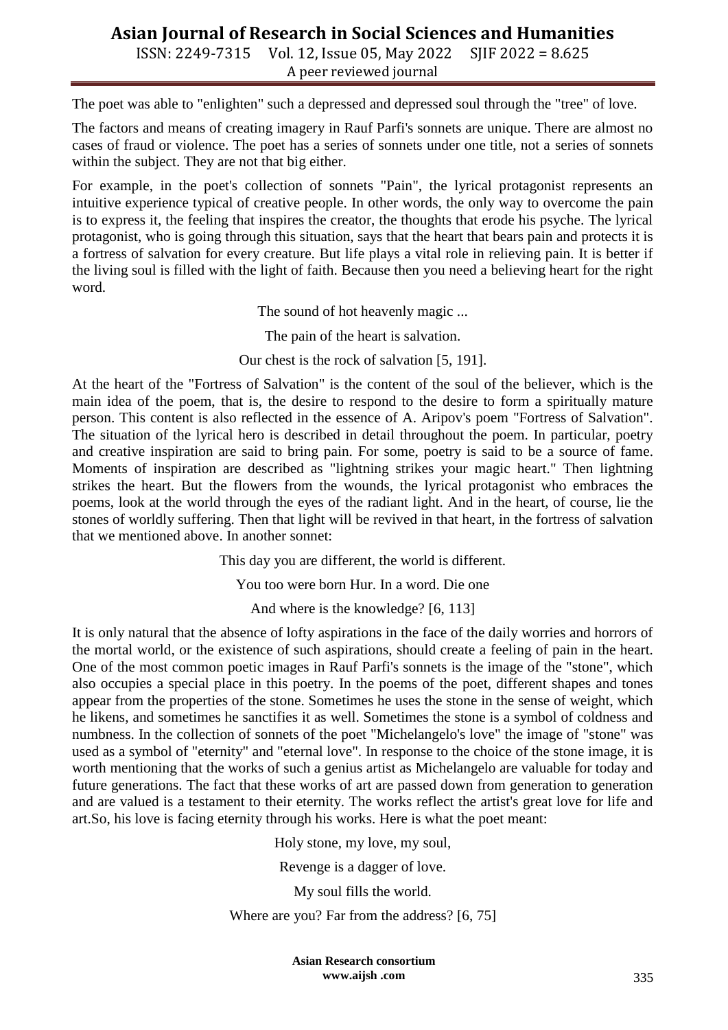The poet was able to "enlighten" such a depressed and depressed soul through the "tree" of love.

The factors and means of creating imagery in Rauf Parfi's sonnets are unique. There are almost no cases of fraud or violence. The poet has a series of sonnets under one title, not a series of sonnets within the subject. They are not that big either.

For example, in the poet's collection of sonnets "Pain", the lyrical protagonist represents an intuitive experience typical of creative people. In other words, the only way to overcome the pain is to express it, the feeling that inspires the creator, the thoughts that erode his psyche. The lyrical protagonist, who is going through this situation, says that the heart that bears pain and protects it is a fortress of salvation for every creature. But life plays a vital role in relieving pain. It is better if the living soul is filled with the light of faith. Because then you need a believing heart for the right word.

The sound of hot heavenly magic ...

The pain of the heart is salvation.

Our chest is the rock of salvation [5, 191].

At the heart of the "Fortress of Salvation" is the content of the soul of the believer, which is the main idea of the poem, that is, the desire to respond to the desire to form a spiritually mature person. This content is also reflected in the essence of A. Aripov's poem "Fortress of Salvation". The situation of the lyrical hero is described in detail throughout the poem. In particular, poetry and creative inspiration are said to bring pain. For some, poetry is said to be a source of fame. Moments of inspiration are described as "lightning strikes your magic heart." Then lightning strikes the heart. But the flowers from the wounds, the lyrical protagonist who embraces the poems, look at the world through the eyes of the radiant light. And in the heart, of course, lie the stones of worldly suffering. Then that light will be revived in that heart, in the fortress of salvation that we mentioned above. In another sonnet:

This day you are different, the world is different.

You too were born Hur. In a word. Die one

And where is the knowledge? [6, 113]

It is only natural that the absence of lofty aspirations in the face of the daily worries and horrors of the mortal world, or the existence of such aspirations, should create a feeling of pain in the heart. One of the most common poetic images in Rauf Parfi's sonnets is the image of the "stone", which also occupies a special place in this poetry. In the poems of the poet, different shapes and tones appear from the properties of the stone. Sometimes he uses the stone in the sense of weight, which he likens, and sometimes he sanctifies it as well. Sometimes the stone is a symbol of coldness and numbness. In the collection of sonnets of the poet "Michelangelo's love" the image of "stone" was used as a symbol of "eternity" and "eternal love". In response to the choice of the stone image, it is worth mentioning that the works of such a genius artist as Michelangelo are valuable for today and future generations. The fact that these works of art are passed down from generation to generation and are valued is a testament to their eternity. The works reflect the artist's great love for life and art.So, his love is facing eternity through his works. Here is what the poet meant:

Holy stone, my love, my soul,

Revenge is a dagger of love.

My soul fills the world.

Where are you? Far from the address? [6, 75]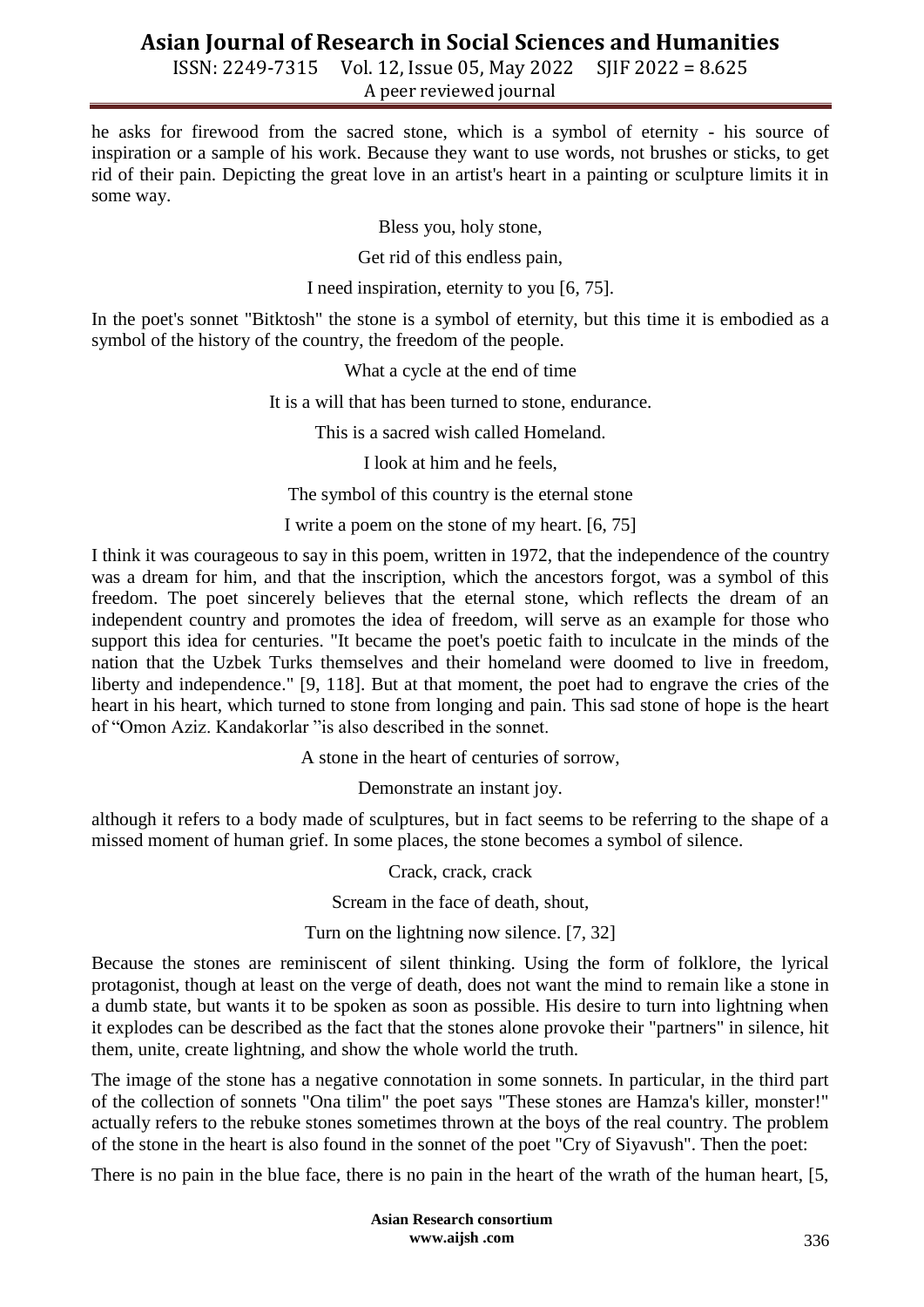he asks for firewood from the sacred stone, which is a symbol of eternity - his source of inspiration or a sample of his work. Because they want to use words, not brushes or sticks, to get rid of their pain. Depicting the great love in an artist's heart in a painting or sculpture limits it in some way.

Bless you, holy stone,

Get rid of this endless pain,

I need inspiration, eternity to you [6, 75].

In the poet's sonnet "Bitktosh" the stone is a symbol of eternity, but this time it is embodied as a symbol of the history of the country, the freedom of the people.

What a cycle at the end of time

It is a will that has been turned to stone, endurance.

This is a sacred wish called Homeland.

I look at him and he feels,

The symbol of this country is the eternal stone

I write a poem on the stone of my heart. [6, 75]

I think it was courageous to say in this poem, written in 1972, that the independence of the country was a dream for him, and that the inscription, which the ancestors forgot, was a symbol of this freedom. The poet sincerely believes that the eternal stone, which reflects the dream of an independent country and promotes the idea of freedom, will serve as an example for those who support this idea for centuries. "It became the poet's poetic faith to inculcate in the minds of the nation that the Uzbek Turks themselves and their homeland were doomed to live in freedom, liberty and independence." [9, 118]. But at that moment, the poet had to engrave the cries of the heart in his heart, which turned to stone from longing and pain. This sad stone of hope is the heart of "Omon Aziz. Kandakorlar "is also described in the sonnet.

A stone in the heart of centuries of sorrow,

Demonstrate an instant joy.

although it refers to a body made of sculptures, but in fact seems to be referring to the shape of a missed moment of human grief. In some places, the stone becomes a symbol of silence.

Crack, crack, crack

Scream in the face of death, shout,

Turn on the lightning now silence. [7, 32]

Because the stones are reminiscent of silent thinking. Using the form of folklore, the lyrical protagonist, though at least on the verge of death, does not want the mind to remain like a stone in a dumb state, but wants it to be spoken as soon as possible. His desire to turn into lightning when it explodes can be described as the fact that the stones alone provoke their "partners" in silence, hit them, unite, create lightning, and show the whole world the truth.

The image of the stone has a negative connotation in some sonnets. In particular, in the third part of the collection of sonnets "Ona tilim" the poet says "These stones are Hamza's killer, monster!" actually refers to the rebuke stones sometimes thrown at the boys of the real country. The problem of the stone in the heart is also found in the sonnet of the poet "Cry of Siyavush". Then the poet:

There is no pain in the blue face, there is no pain in the heart of the wrath of the human heart, [5,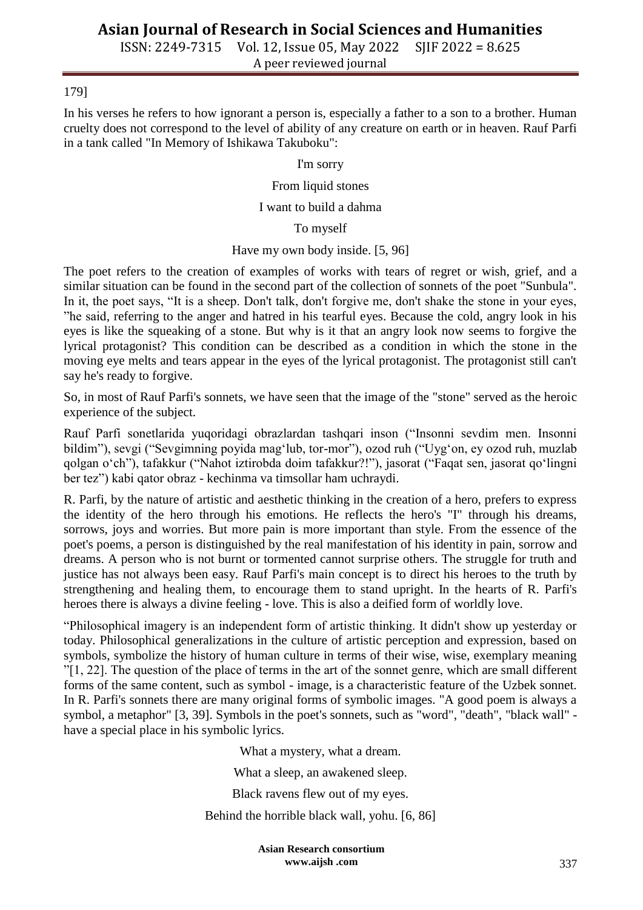179]

In his verses he refers to how ignorant a person is, especially a father to a son to a brother. Human cruelty does not correspond to the level of ability of any creature on earth or in heaven. Rauf Parfi in a tank called "In Memory of Ishikawa Takuboku":

I'm sorry

From liquid stones

I want to build a dahma

To myself

Have my own body inside. [5, 96]

The poet refers to the creation of examples of works with tears of regret or wish, grief, and a similar situation can be found in the second part of the collection of sonnets of the poet "Sunbula". In it, the poet says, "It is a sheep. Don't talk, don't forgive me, don't shake the stone in your eyes, "he said, referring to the anger and hatred in his tearful eyes. Because the cold, angry look in his eyes is like the squeaking of a stone. But why is it that an angry look now seems to forgive the lyrical protagonist? This condition can be described as a condition in which the stone in the moving eye melts and tears appear in the eyes of the lyrical protagonist. The protagonist still can't say he's ready to forgive.

So, in most of Rauf Parfi's sonnets, we have seen that the image of the "stone" served as the heroic experience of the subject.

Rauf Parfi sonetlarida yuqoridagi obrazlardan tashqari inson ("Insonni sevdim men. Insonni bildim"), sevgi ("Sevgimning poyida mag'lub, tor-mor"), ozod ruh ("Uyg'on, ey ozod ruh, muzlab qolgan o'ch"), tafakkur ("Nahot iztirobda doim tafakkur?!"), jasorat ("Faqat sen, jasorat qo'lingni ber tez") kabi qator obraz - kechinma va timsollar ham uchraydi.

R. Parfi, by the nature of artistic and aesthetic thinking in the creation of a hero, prefers to express the identity of the hero through his emotions. He reflects the hero's "I" through his dreams, sorrows, joys and worries. But more pain is more important than style. From the essence of the poet's poems, a person is distinguished by the real manifestation of his identity in pain, sorrow and dreams. A person who is not burnt or tormented cannot surprise others. The struggle for truth and justice has not always been easy. Rauf Parfi's main concept is to direct his heroes to the truth by strengthening and healing them, to encourage them to stand upright. In the hearts of R. Parfi's heroes there is always a divine feeling - love. This is also a deified form of worldly love.

"Philosophical imagery is an independent form of artistic thinking. It didn't show up yesterday or today. Philosophical generalizations in the culture of artistic perception and expression, based on symbols, symbolize the history of human culture in terms of their wise, wise, exemplary meaning "[1, 22]. The question of the place of terms in the art of the sonnet genre, which are small different forms of the same content, such as symbol - image, is a characteristic feature of the Uzbek sonnet. In R. Parfi's sonnets there are many original forms of symbolic images. "A good poem is always a symbol, a metaphor" [3, 39]. Symbols in the poet's sonnets, such as "word", "death", "black wall" - have a special place in his symbolic lyrics.

What a mystery, what a dream.

What a sleep, an awakened sleep.

Black ravens flew out of my eyes.

Behind the horrible black wall, yohu. [6, 86]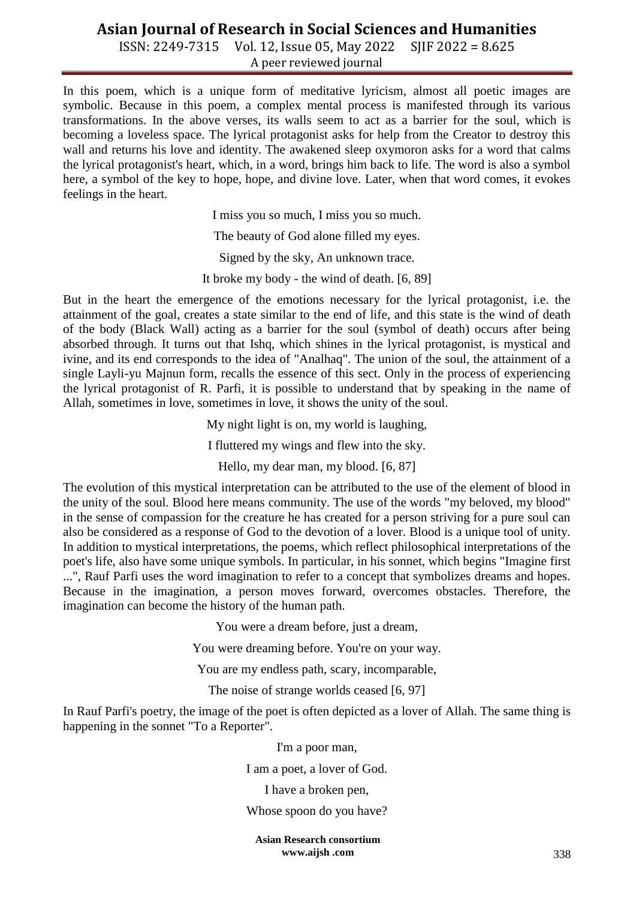In this poem, which is a unique form of meditative lyricism, almost all poetic images are symbolic. Because in this poem, a complex mental process is manifested through its various transformations. In the above verses, its walls seem to act as a barrier for the soul, which is becoming a loveless space. The lyrical protagonist asks for help from the Creator to destroy this wall and returns his love and identity. The awakened sleep oxymoron asks for a word that calms the lyrical protagonist's heart, which, in a word, brings him back to life. The word is also a symbol here, a symbol of the key to hope, hope, and divine love. Later, when that word comes, it evokes feelings in the heart.

I miss you so much, I miss you so much.

The beauty of God alone filled my eyes.

Signed by the sky, An unknown trace.

It broke my body - the wind of death. [6, 89]

But in the heart the emergence of the emotions necessary for the lyrical protagonist, i.e. the attainment of the goal, creates a state similar to the end of life, and this state is the wind of death of the body (Black Wall) acting as a barrier for the soul (symbol of death) occurs after being absorbed through. It turns out that Ishq, which shines in the lyrical protagonist, is mystical and ivine, and its end corresponds to the idea of "Analhaq". The union of the soul, the attainment of a single Layli-yu Majnun form, recalls the essence of this sect. Only in the process of experiencing the lyrical protagonist of R. Parfi, it is possible to understand that by speaking in the name of Allah, sometimes in love, sometimes in love, it shows the unity of the soul.

My night light is on, my world is laughing,

I fluttered my wings and flew into the sky.

Hello, my dear man, my blood. [6, 87]

The evolution of this mystical interpretation can be attributed to the use of the element of blood in the unity of the soul. Blood here means community. The use of the words "my beloved, my blood" in the sense of compassion for the creature he has created for a person striving for a pure soul can also be considered as a response of God to the devotion of a lover. Blood is a unique tool of unity. In addition to mystical interpretations, the poems, which reflect philosophical interpretations of the poet's life, also have some unique symbols. In particular, in his sonnet, which begins "Imagine first ...", Rauf Parfi uses the word imagination to refer to a concept that symbolizes dreams and hopes. Because in the imagination, a person moves forward, overcomes obstacles. Therefore, the imagination can become the history of the human path.

You were a dream before, just a dream,

You were dreaming before. You're on your way.

You are my endless path, scary, incomparable,

The noise of strange worlds ceased [6, 97]

In Rauf Parfi's poetry, the image of the poet is often depicted as a lover of Allah. The same thing is happening in the sonnet "To a Reporter".

I'm a poor man,

I am a poet, a lover of God.

I have a broken pen,

Whose spoon do you have?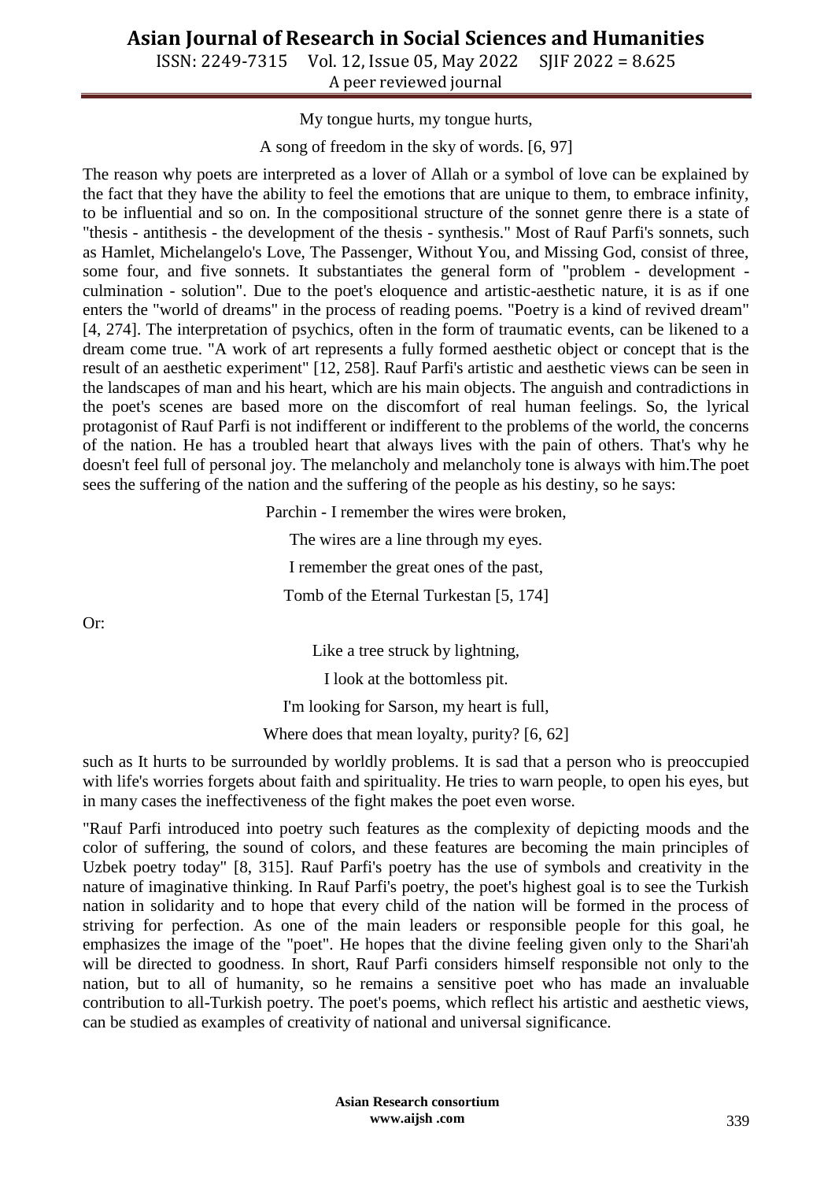My tongue hurts, my tongue hurts,

A song of freedom in the sky of words. [6, 97]

The reason why poets are interpreted as a lover of Allah or a symbol of love can be explained by the fact that they have the ability to feel the emotions that are unique to them, to embrace infinity, to be influential and so on. In the compositional structure of the sonnet genre there is a state of "thesis - antithesis - the development of the thesis - synthesis." Most of Rauf Parfi's sonnets, such as Hamlet, Michelangelo's Love, The Passenger, Without You, and Missing God, consist of three, some four, and five sonnets. It substantiates the general form of "problem - development - culmination - solution". Due to the poet's eloquence and artistic-aesthetic nature, it is as if one enters the "world of dreams" in the process of reading poems. "Poetry is a kind of revived dream" [4, 274]. The interpretation of psychics, often in the form of traumatic events, can be likened to a dream come true. "A work of art represents a fully formed aesthetic object or concept that is the result of an aesthetic experiment" [12, 258]. Rauf Parfi's artistic and aesthetic views can be seen in the landscapes of man and his heart, which are his main objects. The anguish and contradictions in the poet's scenes are based more on the discomfort of real human feelings. So, the lyrical protagonist of Rauf Parfi is not indifferent or indifferent to the problems of the world, the concerns of the nation. He has a troubled heart that always lives with the pain of others. That's why he doesn't feel full of personal joy. The melancholy and melancholy tone is always with him.The poet sees the suffering of the nation and the suffering of the people as his destiny, so he says:

Parchin - I remember the wires were broken,

The wires are a line through my eyes.

I remember the great ones of the past,

Tomb of the Eternal Turkestan [5, 174]

Or:

Like a tree struck by lightning,

I look at the bottomless pit.

I'm looking for Sarson, my heart is full,

Where does that mean loyalty, purity? [6, 62]

such as It hurts to be surrounded by worldly problems. It is sad that a person who is preoccupied with life's worries forgets about faith and spirituality. He tries to warn people, to open his eyes, but in many cases the ineffectiveness of the fight makes the poet even worse.

"Rauf Parfi introduced into poetry such features as the complexity of depicting moods and the color of suffering, the sound of colors, and these features are becoming the main principles of Uzbek poetry today" [8, 315]. Rauf Parfi's poetry has the use of symbols and creativity in the nature of imaginative thinking. In Rauf Parfi's poetry, the poet's highest goal is to see the Turkish nation in solidarity and to hope that every child of the nation will be formed in the process of striving for perfection. As one of the main leaders or responsible people for this goal, he emphasizes the image of the "poet". He hopes that the divine feeling given only to the Shari'ah will be directed to goodness. In short, Rauf Parfi considers himself responsible not only to the nation, but to all of humanity, so he remains a sensitive poet who has made an invaluable contribution to all-Turkish poetry. The poet's poems, which reflect his artistic and aesthetic views, can be studied as examples of creativity of national and universal significance.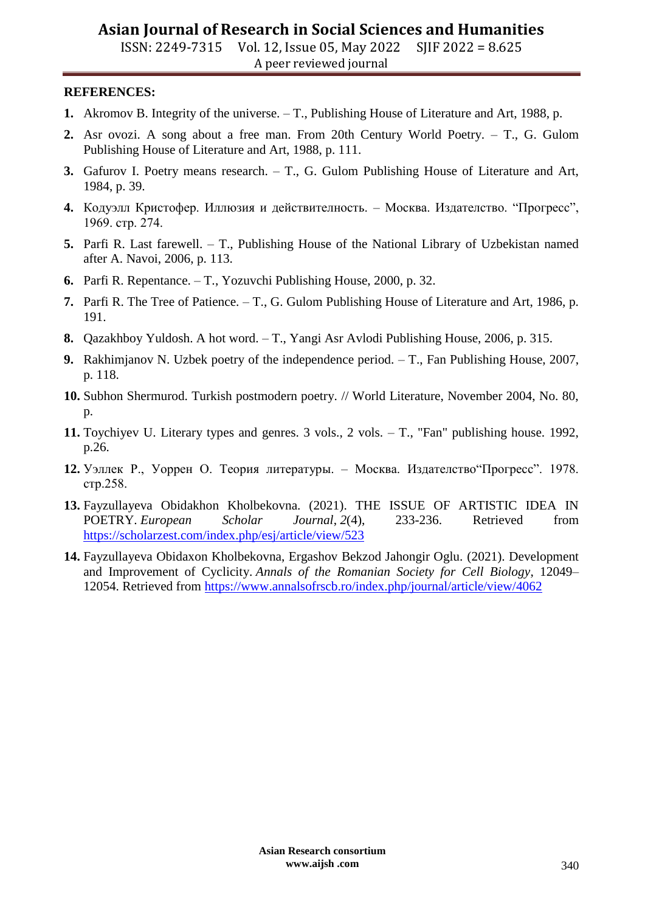**REFERENCES:**

1. Akromov B. Integrity of the universe. – T., Publishing House of Literature and Art, 1988, p.
2. Asr ovozi. A song about a free man. From 20th Century World Poetry. – T., G. Gulom Publishing House of Literature and Art, 1988, p. 111.
3. Gafurov I. Poetry means research. – T., G. Gulom Publishing House of Literature and Art, 1984, p. 39.
4. Кодуэлл Кристофер. Иллюзия и действителность. – Москва. Издателство. "Прогресс", 1969. стр. 274.
5. Parfi R. Last farewell. – T., Publishing House of the National Library of Uzbekistan named after A. Navoi, 2006, p. 113.
6. Parfi R. Repentance. – T., Yozuvchi Publishing House, 2000, p. 32.
7. Parfi R. The Tree of Patience. – T., G. Gulom Publishing House of Literature and Art, 1986, p. 191.
8. Qazakhboy Yuldosh. A hot word. – T., Yangi Asr Avlodi Publishing House, 2006, p. 315.
9. Rakhimjanov N. Uzbek poetry of the independence period. – T., Fan Publishing House, 2007, p. 118.
10. Subhon Shermurod. Turkish postmodern poetry. // World Literature, November 2004, No. 80, p.
11. Toychiyev U. Literary types and genres. 3 vols., 2 vols. – T., "Fan" publishing house. 1992, p.26.
12. Уэллек Р., Уоррен О. Теория литературы. – Москва. Издателство"Прогресс". 1978. стр.258.
13. Fayzullayeva Obidakhon Kholbekovna. (2021). THE ISSUE OF ARTISTIC IDEA IN POETRY. *European Scholar Journal*, *2*(4), 233-236. Retrieved from https://scholarzest.com/index.php/esj/article/view/523
14. Fayzullayeva Obidaxon Kholbekovna, Ergashov Bekzod Jahongir Oglu. (2021). Development and Improvement of Cyclicity. *Annals of the Romanian Society for Cell Biology*, 12049–12054. Retrieved from https://www.annalsofrscb.ro/index.php/journal/article/view/4062